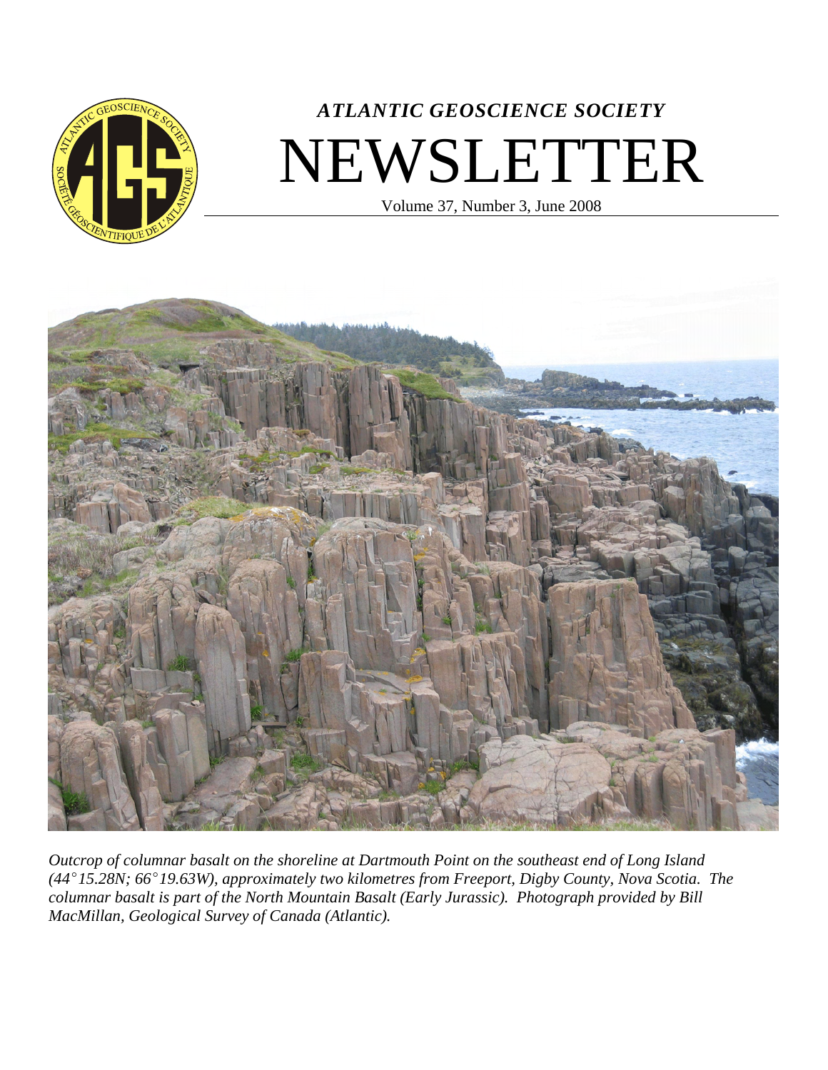# *ATLANTIC GEOSCIENCE SOCIETY*

# NEWSLETTER

Volume 37, Number 3, June 2008

*Outcrop of columnar basalt on the shoreline at Dartmouth Point on the southeast end of Long Island (44°15.28N; 66°19.63W), approximately two kilometres from Freeport, Digby County, Nova Scotia. The columnar basalt is part of the North Mountain Basalt (Early Jurassic). Photograph provided by Bill MacMillan, Geological Survey of Canada (Atlantic).*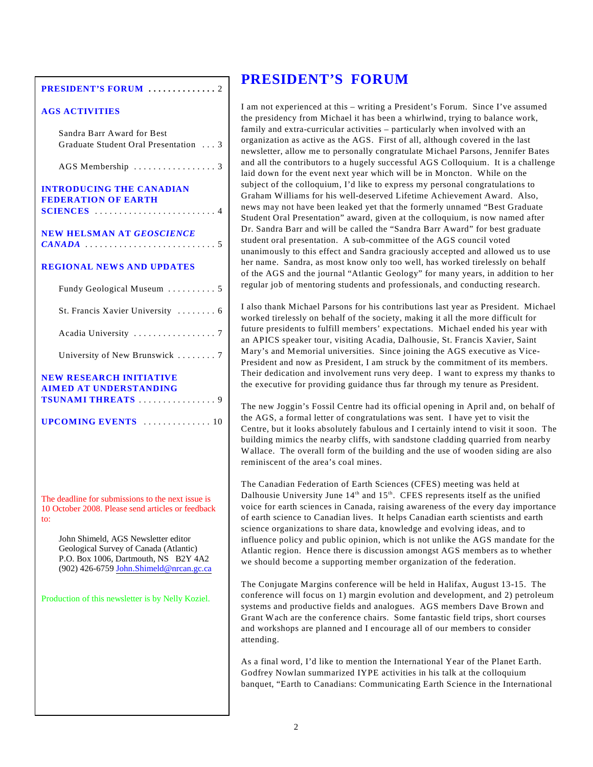**PRESIDENT'S FORUM** .............. 2

**AGS ACTIVITIES**

Sandra Barr Award for Best Graduate Student Oral Presentation . . . 3

AGS Membership ................. 3

**INTRODUCING THE CANADIAN FEDERATION OF EARTH SCIENCES** ......................... 4

**NEW HELSMAN AT *GEOSCIENCE CANADA*** .......................... 5

**REGIONAL NEWS AND UPDATES**

Fundy Geological Museum .......... 5

St. Francis Xavier University ........ 6

Acadia University ................. 7

University of New Brunswick ........ 7

**NEW RESEARCH INITIATIVE AIMED AT UNDERSTANDING TSUNAMI THREATS** ................ 9

**UPCOMING EVENTS** .............. 10

The deadline for submissions to the next issue is 10 October 2008. Please send articles or feedback to:

John Shimeld, AGS Newsletter editor
Geological Survey of Canada (Atlantic)
P.O. Box 1006, Dartmouth, NS B2Y 4A2
(902) 426-6759 John.Shimeld@nrcan.gc.ca

Production of this newsletter is by Nelly Koziel.

# PRESIDENT'S FORUM

I am not experienced at this – writing a President's Forum. Since I've assumed the presidency from Michael it has been a whirlwind, trying to balance work, family and extra-curricular activities – particularly when involved with an organization as active as the AGS. First of all, although covered in the last newsletter, allow me to personally congratulate Michael Parsons, Jennifer Bates and all the contributors to a hugely successful AGS Colloquium. It is a challenge laid down for the event next year which will be in Moncton. While on the subject of the colloquium, I'd like to express my personal congratulations to Graham Williams for his well-deserved Lifetime Achievement Award. Also, news may not have been leaked yet that the formerly unnamed "Best Graduate Student Oral Presentation" award, given at the colloquium, is now named after Dr. Sandra Barr and will be called the "Sandra Barr Award" for best graduate student oral presentation. A sub-committee of the AGS council voted unanimously to this effect and Sandra graciously accepted and allowed us to use her name. Sandra, as most know only too well, has worked tirelessly on behalf of the AGS and the journal "Atlantic Geology" for many years, in addition to her regular job of mentoring students and professionals, and conducting research.

I also thank Michael Parsons for his contributions last year as President. Michael worked tirelessly on behalf of the society, making it all the more difficult for future presidents to fulfill members' expectations. Michael ended his year with an APICS speaker tour, visiting Acadia, Dalhousie, St. Francis Xavier, Saint Mary's and Memorial universities. Since joining the AGS executive as Vice-President and now as President, I am struck by the commitment of its members. Their dedication and involvement runs very deep. I want to express my thanks to the executive for providing guidance thus far through my tenure as President.

The new Joggin's Fossil Centre had its official opening in April and, on behalf of the AGS, a formal letter of congratulations was sent. I have yet to visit the Centre, but it looks absolutely fabulous and I certainly intend to visit it soon. The building mimics the nearby cliffs, with sandstone cladding quarried from nearby Wallace. The overall form of the building and the use of wooden siding are also reminiscent of the area's coal mines.

The Canadian Federation of Earth Sciences (CFES) meeting was held at Dalhousie University June 14th and 15th. CFES represents itself as the unified voice for earth sciences in Canada, raising awareness of the every day importance of earth science to Canadian lives. It helps Canadian earth scientists and earth science organizations to share data, knowledge and evolving ideas, and to influence policy and public opinion, which is not unlike the AGS mandate for the Atlantic region. Hence there is discussion amongst AGS members as to whether we should become a supporting member organization of the federation.

The Conjugate Margins conference will be held in Halifax, August 13-15. The conference will focus on 1) margin evolution and development, and 2) petroleum systems and productive fields and analogues. AGS members Dave Brown and Grant Wach are the conference chairs. Some fantastic field trips, short courses and workshops are planned and I encourage all of our members to consider attending.

As a final word, I'd like to mention the International Year of the Planet Earth. Godfrey Nowlan summarized IYPE activities in his talk at the colloquium banquet, "Earth to Canadians: Communicating Earth Science in the International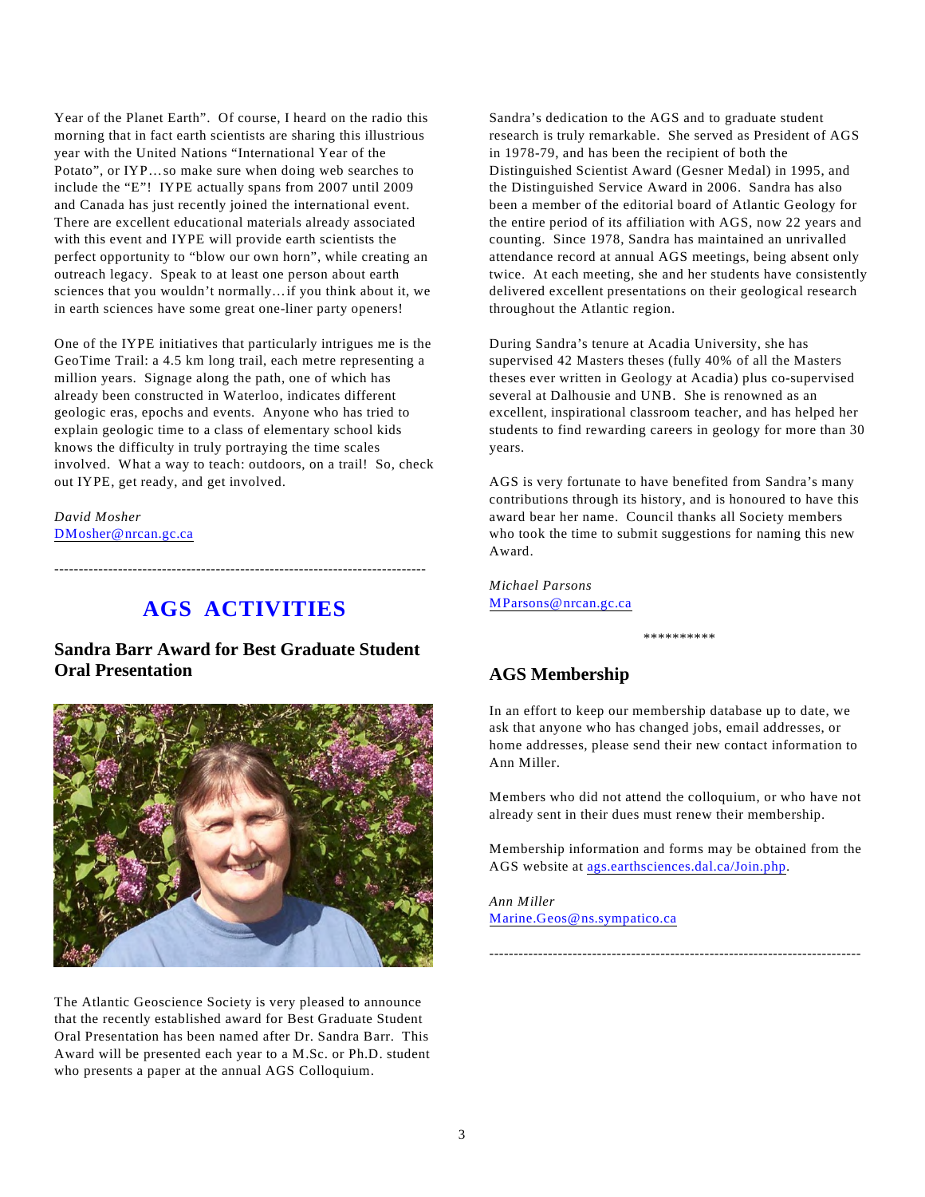Year of the Planet Earth". Of course, I heard on the radio this morning that in fact earth scientists are sharing this illustrious year with the United Nations "International Year of the Potato", or IYP…so make sure when doing web searches to include the "E"! IYPE actually spans from 2007 until 2009 and Canada has just recently joined the international event. There are excellent educational materials already associated with this event and IYPE will provide earth scientists the perfect opportunity to "blow our own horn", while creating an outreach legacy. Speak to at least one person about earth sciences that you wouldn't normally…if you think about it, we in earth sciences have some great one-liner party openers!

One of the IYPE initiatives that particularly intrigues me is the GeoTime Trail: a 4.5 km long trail, each metre representing a million years. Signage along the path, one of which has already been constructed in Waterloo, indicates different geologic eras, epochs and events. Anyone who has tried to explain geologic time to a class of elementary school kids knows the difficulty in truly portraying the time scales involved. What a way to teach: outdoors, on a trail! So, check out IYPE, get ready, and get involved.

*David Mosher*
DMosher@nrcan.gc.ca

---

# AGS ACTIVITIES

## Sandra Barr Award for Best Graduate Student Oral Presentation

The Atlantic Geoscience Society is very pleased to announce that the recently established award for Best Graduate Student Oral Presentation has been named after Dr. Sandra Barr. This Award will be presented each year to a M.Sc. or Ph.D. student who presents a paper at the annual AGS Colloquium.

Sandra's dedication to the AGS and to graduate student research is truly remarkable. She served as President of AGS in 1978-79, and has been the recipient of both the Distinguished Scientist Award (Gesner Medal) in 1995, and the Distinguished Service Award in 2006. Sandra has also been a member of the editorial board of Atlantic Geology for the entire period of its affiliation with AGS, now 22 years and counting. Since 1978, Sandra has maintained an unrivalled attendance record at annual AGS meetings, being absent only twice. At each meeting, she and her students have consistently delivered excellent presentations on their geological research throughout the Atlantic region.

During Sandra's tenure at Acadia University, she has supervised 42 Masters theses (fully 40% of all the Masters theses ever written in Geology at Acadia) plus co-supervised several at Dalhousie and UNB. She is renowned as an excellent, inspirational classroom teacher, and has helped her students to find rewarding careers in geology for more than 30 years.

AGS is very fortunate to have benefited from Sandra's many contributions through its history, and is honoured to have this award bear her name. Council thanks all Society members who took the time to submit suggestions for naming this new Award.

*Michael Parsons*
MParsons@nrcan.gc.ca

**********

## AGS Membership

In an effort to keep our membership database up to date, we ask that anyone who has changed jobs, email addresses, or home addresses, please send their new contact information to Ann Miller.

Members who did not attend the colloquium, or who have not already sent in their dues must renew their membership.

Membership information and forms may be obtained from the AGS website at ags.earthsciences.dal.ca/Join.php.

*Ann Miller*
Marine.Geos@ns.sympatico.ca

---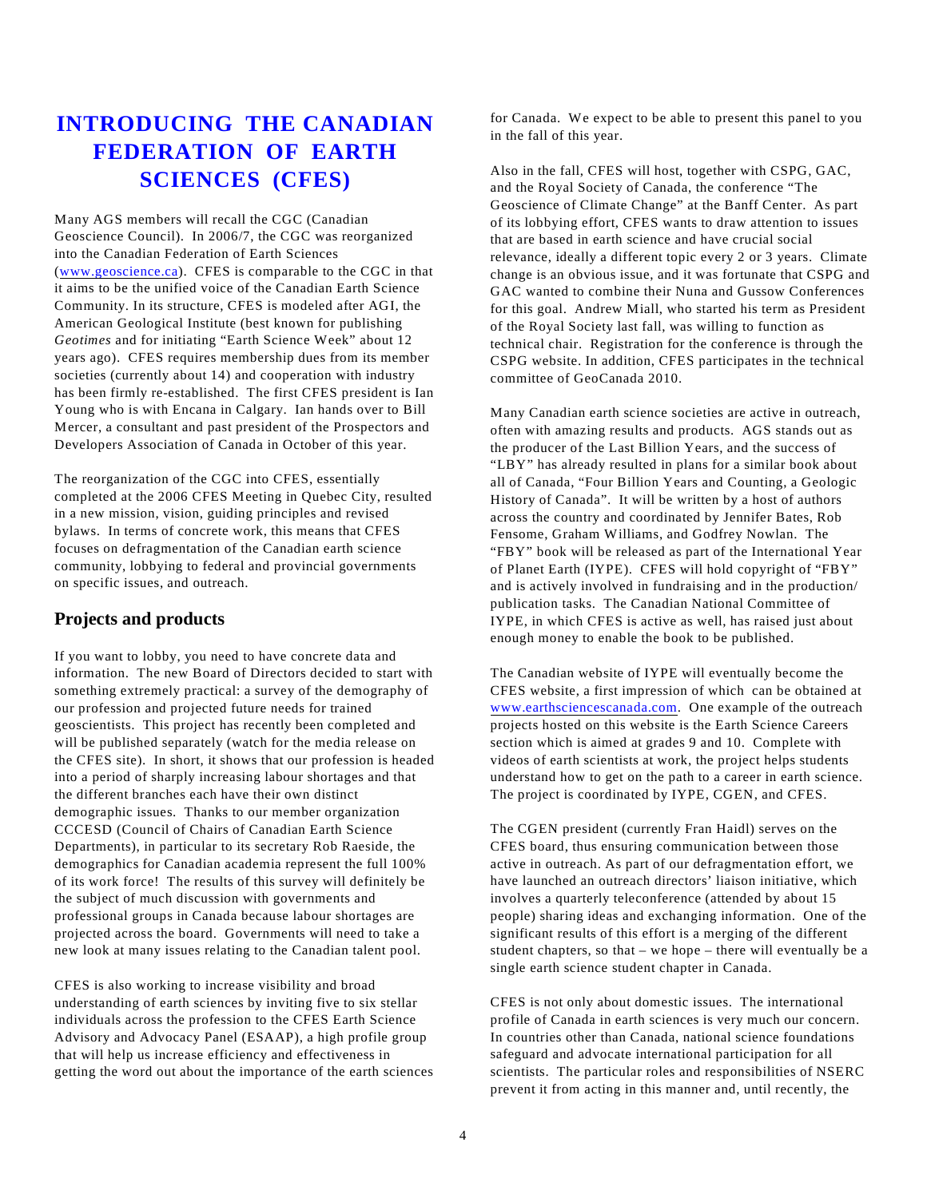# INTRODUCING THE CANADIAN FEDERATION OF EARTH SCIENCES (CFES)

Many AGS members will recall the CGC (Canadian Geoscience Council). In 2006/7, the CGC was reorganized into the Canadian Federation of Earth Sciences (www.geoscience.ca). CFES is comparable to the CGC in that it aims to be the unified voice of the Canadian Earth Science Community. In its structure, CFES is modeled after AGI, the American Geological Institute (best known for publishing *Geotimes* and for initiating "Earth Science Week" about 12 years ago). CFES requires membership dues from its member societies (currently about 14) and cooperation with industry has been firmly re-established. The first CFES president is Ian Young who is with Encana in Calgary. Ian hands over to Bill Mercer, a consultant and past president of the Prospectors and Developers Association of Canada in October of this year.

The reorganization of the CGC into CFES, essentially completed at the 2006 CFES Meeting in Quebec City, resulted in a new mission, vision, guiding principles and revised bylaws. In terms of concrete work, this means that CFES focuses on defragmentation of the Canadian earth science community, lobbying to federal and provincial governments on specific issues, and outreach.

## Projects and products

If you want to lobby, you need to have concrete data and information. The new Board of Directors decided to start with something extremely practical: a survey of the demography of our profession and projected future needs for trained geoscientists. This project has recently been completed and will be published separately (watch for the media release on the CFES site). In short, it shows that our profession is headed into a period of sharply increasing labour shortages and that the different branches each have their own distinct demographic issues. Thanks to our member organization CCCESD (Council of Chairs of Canadian Earth Science Departments), in particular to its secretary Rob Raeside, the demographics for Canadian academia represent the full 100% of its work force! The results of this survey will definitely be the subject of much discussion with governments and professional groups in Canada because labour shortages are projected across the board. Governments will need to take a new look at many issues relating to the Canadian talent pool.

CFES is also working to increase visibility and broad understanding of earth sciences by inviting five to six stellar individuals across the profession to the CFES Earth Science Advisory and Advocacy Panel (ESAAP), a high profile group that will help us increase efficiency and effectiveness in getting the word out about the importance of the earth sciences for Canada. We expect to be able to present this panel to you in the fall of this year.

Also in the fall, CFES will host, together with CSPG, GAC, and the Royal Society of Canada, the conference "The Geoscience of Climate Change" at the Banff Center. As part of its lobbying effort, CFES wants to draw attention to issues that are based in earth science and have crucial social relevance, ideally a different topic every 2 or 3 years. Climate change is an obvious issue, and it was fortunate that CSPG and GAC wanted to combine their Nuna and Gussow Conferences for this goal. Andrew Miall, who started his term as President of the Royal Society last fall, was willing to function as technical chair. Registration for the conference is through the CSPG website. In addition, CFES participates in the technical committee of GeoCanada 2010.

Many Canadian earth science societies are active in outreach, often with amazing results and products. AGS stands out as the producer of the Last Billion Years, and the success of "LBY" has already resulted in plans for a similar book about all of Canada, "Four Billion Years and Counting, a Geologic History of Canada". It will be written by a host of authors across the country and coordinated by Jennifer Bates, Rob Fensome, Graham Williams, and Godfrey Nowlan. The "FBY" book will be released as part of the International Year of Planet Earth (IYPE). CFES will hold copyright of "FBY" and is actively involved in fundraising and in the production/publication tasks. The Canadian National Committee of IYPE, in which CFES is active as well, has raised just about enough money to enable the book to be published.

The Canadian website of IYPE will eventually become the CFES website, a first impression of which can be obtained at www.earthsciencescanada.com. One example of the outreach projects hosted on this website is the Earth Science Careers section which is aimed at grades 9 and 10. Complete with videos of earth scientists at work, the project helps students understand how to get on the path to a career in earth science. The project is coordinated by IYPE, CGEN, and CFES.

The CGEN president (currently Fran Haidl) serves on the CFES board, thus ensuring communication between those active in outreach. As part of our defragmentation effort, we have launched an outreach directors' liaison initiative, which involves a quarterly teleconference (attended by about 15 people) sharing ideas and exchanging information. One of the significant results of this effort is a merging of the different student chapters, so that – we hope – there will eventually be a single earth science student chapter in Canada.

CFES is not only about domestic issues. The international profile of Canada in earth sciences is very much our concern. In countries other than Canada, national science foundations safeguard and advocate international participation for all scientists. The particular roles and responsibilities of NSERC prevent it from acting in this manner and, until recently, the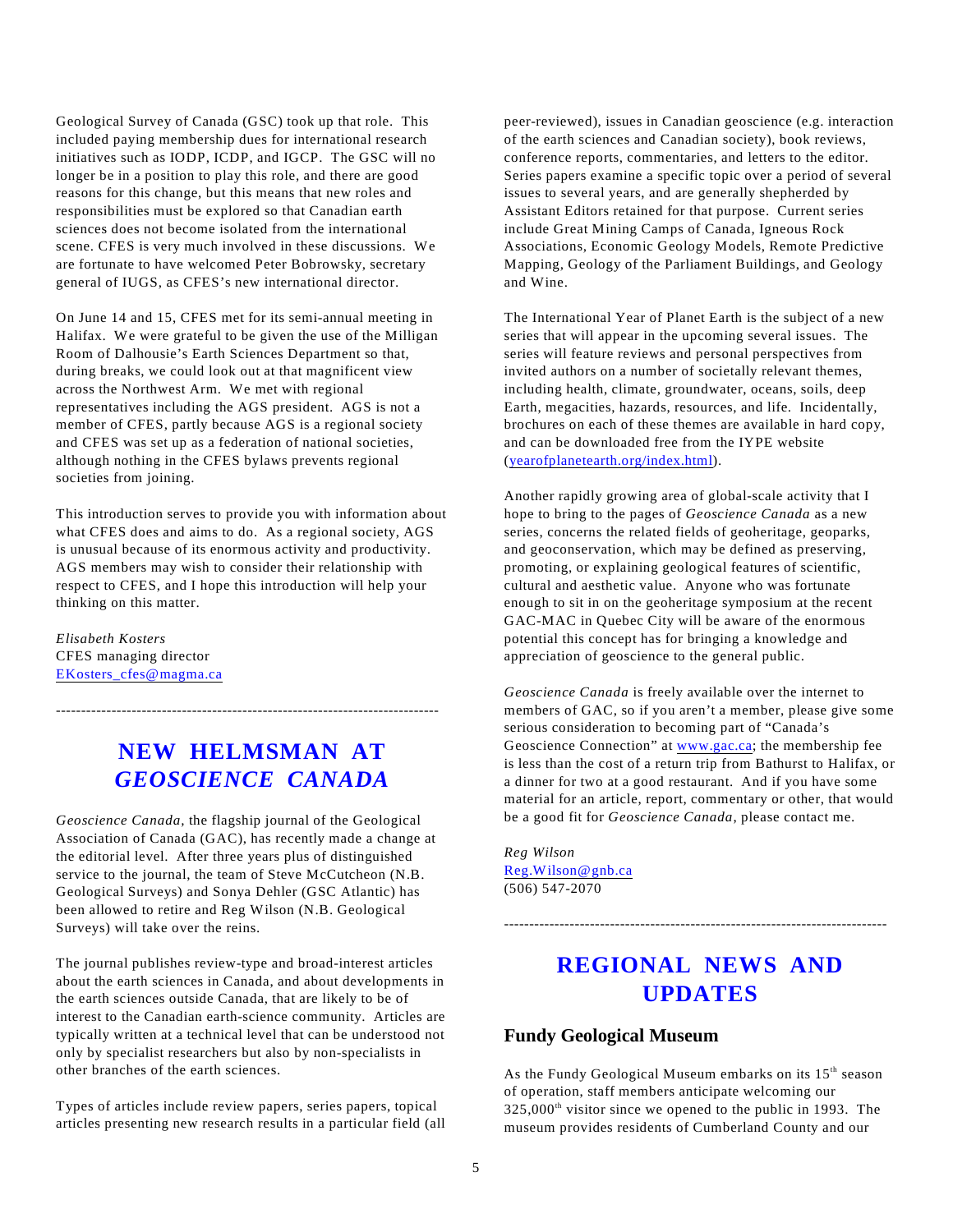Geological Survey of Canada (GSC) took up that role. This included paying membership dues for international research initiatives such as IODP, ICDP, and IGCP. The GSC will no longer be in a position to play this role, and there are good reasons for this change, but this means that new roles and responsibilities must be explored so that Canadian earth sciences does not become isolated from the international scene. CFES is very much involved in these discussions. We are fortunate to have welcomed Peter Bobrowsky, secretary general of IUGS, as CFES's new international director.

On June 14 and 15, CFES met for its semi-annual meeting in Halifax. We were grateful to be given the use of the Milligan Room of Dalhousie's Earth Sciences Department so that, during breaks, we could look out at that magnificent view across the Northwest Arm. We met with regional representatives including the AGS president. AGS is not a member of CFES, partly because AGS is a regional society and CFES was set up as a federation of national societies, although nothing in the CFES bylaws prevents regional societies from joining.

This introduction serves to provide you with information about what CFES does and aims to do. As a regional society, AGS is unusual because of its enormous activity and productivity. AGS members may wish to consider their relationship with respect to CFES, and I hope this introduction will help your thinking on this matter.

*Elisabeth Kosters*
CFES managing director
EKosters_cfes@magma.ca

---

# NEW HELMSMAN AT *GEOSCIENCE CANADA*

*Geoscience Canada*, the flagship journal of the Geological Association of Canada (GAC), has recently made a change at the editorial level. After three years plus of distinguished service to the journal, the team of Steve McCutcheon (N.B. Geological Surveys) and Sonya Dehler (GSC Atlantic) has been allowed to retire and Reg Wilson (N.B. Geological Surveys) will take over the reins.

The journal publishes review-type and broad-interest articles about the earth sciences in Canada, and about developments in the earth sciences outside Canada, that are likely to be of interest to the Canadian earth-science community. Articles are typically written at a technical level that can be understood not only by specialist researchers but also by non-specialists in other branches of the earth sciences.

Types of articles include review papers, series papers, topical articles presenting new research results in a particular field (all peer-reviewed), issues in Canadian geoscience (e.g. interaction of the earth sciences and Canadian society), book reviews, conference reports, commentaries, and letters to the editor. Series papers examine a specific topic over a period of several issues to several years, and are generally shepherded by Assistant Editors retained for that purpose. Current series include Great Mining Camps of Canada, Igneous Rock Associations, Economic Geology Models, Remote Predictive Mapping, Geology of the Parliament Buildings, and Geology and Wine.

The International Year of Planet Earth is the subject of a new series that will appear in the upcoming several issues. The series will feature reviews and personal perspectives from invited authors on a number of societally relevant themes, including health, climate, groundwater, oceans, soils, deep Earth, megacities, hazards, resources, and life. Incidentally, brochures on each of these themes are available in hard copy, and can be downloaded free from the IYPE website (yearofplanetearth.org/index.html).

Another rapidly growing area of global-scale activity that I hope to bring to the pages of *Geoscience Canada* as a new series, concerns the related fields of geoheritage, geoparks, and geoconservation, which may be defined as preserving, promoting, or explaining geological features of scientific, cultural and aesthetic value. Anyone who was fortunate enough to sit in on the geoheritage symposium at the recent GAC-MAC in Quebec City will be aware of the enormous potential this concept has for bringing a knowledge and appreciation of geoscience to the general public.

*Geoscience Canada* is freely available over the internet to members of GAC, so if you aren't a member, please give some serious consideration to becoming part of "Canada's Geoscience Connection" at www.gac.ca; the membership fee is less than the cost of a return trip from Bathurst to Halifax, or a dinner for two at a good restaurant. And if you have some material for an article, report, commentary or other, that would be a good fit for *Geoscience Canada*, please contact me.

*Reg Wilson*
Reg.Wilson@gnb.ca
(506) 547-2070

---

# REGIONAL NEWS AND UPDATES

## Fundy Geological Museum

As the Fundy Geological Museum embarks on its 15th season of operation, staff members anticipate welcoming our 325,000th visitor since we opened to the public in 1993. The museum provides residents of Cumberland County and our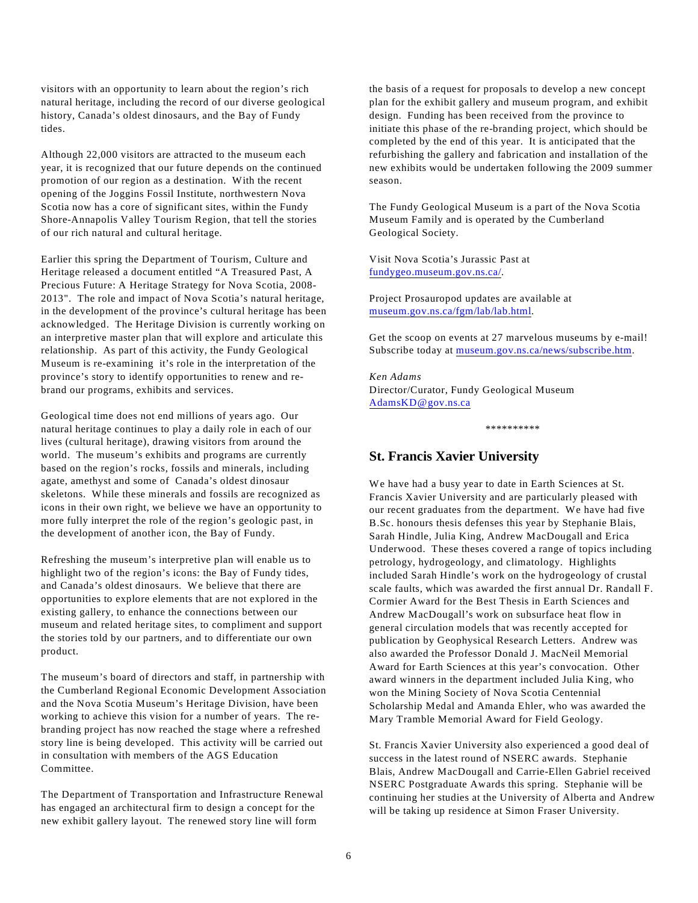visitors with an opportunity to learn about the region's rich natural heritage, including the record of our diverse geological history, Canada's oldest dinosaurs, and the Bay of Fundy tides.

Although 22,000 visitors are attracted to the museum each year, it is recognized that our future depends on the continued promotion of our region as a destination. With the recent opening of the Joggins Fossil Institute, northwestern Nova Scotia now has a core of significant sites, within the Fundy Shore-Annapolis Valley Tourism Region, that tell the stories of our rich natural and cultural heritage.

Earlier this spring the Department of Tourism, Culture and Heritage released a document entitled "A Treasured Past, A Precious Future: A Heritage Strategy for Nova Scotia, 2008-2013". The role and impact of Nova Scotia's natural heritage, in the development of the province's cultural heritage has been acknowledged. The Heritage Division is currently working on an interpretive master plan that will explore and articulate this relationship. As part of this activity, the Fundy Geological Museum is re-examining it's role in the interpretation of the province's story to identify opportunities to renew and re-brand our programs, exhibits and services.

Geological time does not end millions of years ago. Our natural heritage continues to play a daily role in each of our lives (cultural heritage), drawing visitors from around the world. The museum's exhibits and programs are currently based on the region's rocks, fossils and minerals, including agate, amethyst and some of Canada's oldest dinosaur skeletons. While these minerals and fossils are recognized as icons in their own right, we believe we have an opportunity to more fully interpret the role of the region's geologic past, in the development of another icon, the Bay of Fundy.

Refreshing the museum's interpretive plan will enable us to highlight two of the region's icons: the Bay of Fundy tides, and Canada's oldest dinosaurs. We believe that there are opportunities to explore elements that are not explored in the existing gallery, to enhance the connections between our museum and related heritage sites, to compliment and support the stories told by our partners, and to differentiate our own product.

The museum's board of directors and staff, in partnership with the Cumberland Regional Economic Development Association and the Nova Scotia Museum's Heritage Division, have been working to achieve this vision for a number of years. The re-branding project has now reached the stage where a refreshed story line is being developed. This activity will be carried out in consultation with members of the AGS Education Committee.

The Department of Transportation and Infrastructure Renewal has engaged an architectural firm to design a concept for the new exhibit gallery layout. The renewed story line will form the basis of a request for proposals to develop a new concept plan for the exhibit gallery and museum program, and exhibit design. Funding has been received from the province to initiate this phase of the re-branding project, which should be completed by the end of this year. It is anticipated that the refurbishing the gallery and fabrication and installation of the new exhibits would be undertaken following the 2009 summer season.

The Fundy Geological Museum is a part of the Nova Scotia Museum Family and is operated by the Cumberland Geological Society.

Visit Nova Scotia's Jurassic Past at fundygeo.museum.gov.ns.ca/.

Project Prosauropod updates are available at museum.gov.ns.ca/fgm/lab/lab.html.

Get the scoop on events at 27 marvelous museums by e-mail! Subscribe today at museum.gov.ns.ca/news/subscribe.htm.

*Ken Adams*
Director/Curator, Fundy Geological Museum
AdamsKD@gov.ns.ca

**********

## St. Francis Xavier University

We have had a busy year to date in Earth Sciences at St. Francis Xavier University and are particularly pleased with our recent graduates from the department. We have had five B.Sc. honours thesis defenses this year by Stephanie Blais, Sarah Hindle, Julia King, Andrew MacDougall and Erica Underwood. These theses covered a range of topics including petrology, hydrogeology, and climatology. Highlights included Sarah Hindle's work on the hydrogeology of crustal scale faults, which was awarded the first annual Dr. Randall F. Cormier Award for the Best Thesis in Earth Sciences and Andrew MacDougall's work on subsurface heat flow in general circulation models that was recently accepted for publication by Geophysical Research Letters. Andrew was also awarded the Professor Donald J. MacNeil Memorial Award for Earth Sciences at this year's convocation. Other award winners in the department included Julia King, who won the Mining Society of Nova Scotia Centennial Scholarship Medal and Amanda Ehler, who was awarded the Mary Tramble Memorial Award for Field Geology.

St. Francis Xavier University also experienced a good deal of success in the latest round of NSERC awards. Stephanie Blais, Andrew MacDougall and Carrie-Ellen Gabriel received NSERC Postgraduate Awards this spring. Stephanie will be continuing her studies at the University of Alberta and Andrew will be taking up residence at Simon Fraser University.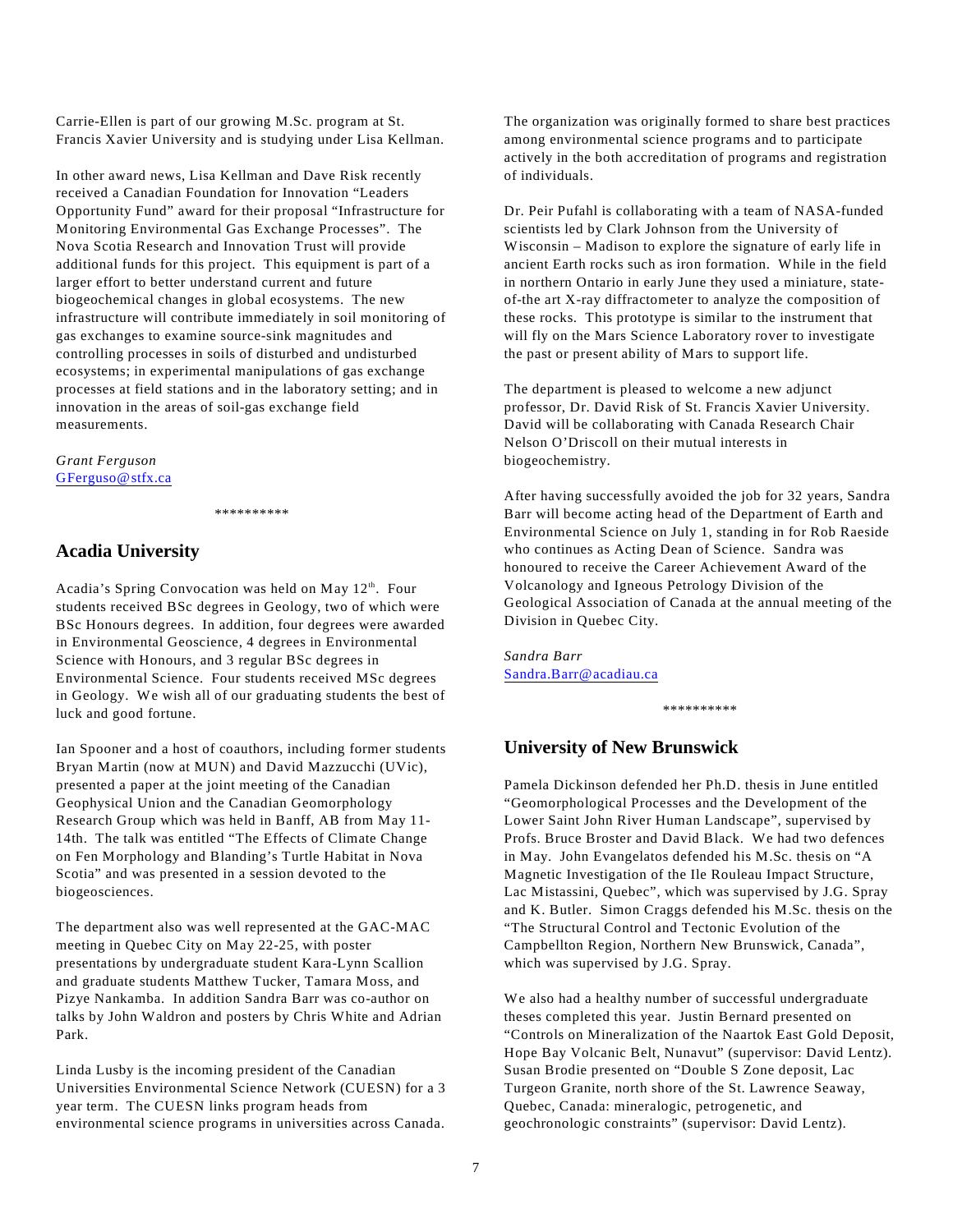Carrie-Ellen is part of our growing M.Sc. program at St. Francis Xavier University and is studying under Lisa Kellman.

In other award news, Lisa Kellman and Dave Risk recently received a Canadian Foundation for Innovation "Leaders Opportunity Fund" award for their proposal "Infrastructure for Monitoring Environmental Gas Exchange Processes". The Nova Scotia Research and Innovation Trust will provide additional funds for this project. This equipment is part of a larger effort to better understand current and future biogeochemical changes in global ecosystems. The new infrastructure will contribute immediately in soil monitoring of gas exchanges to examine source-sink magnitudes and controlling processes in soils of disturbed and undisturbed ecosystems; in experimental manipulations of gas exchange processes at field stations and in the laboratory setting; and in innovation in the areas of soil-gas exchange field measurements.

*Grant Ferguson*
GFerguso@stfx.ca

**********

## Acadia University

Acadia's Spring Convocation was held on May 12th. Four students received BSc degrees in Geology, two of which were BSc Honours degrees. In addition, four degrees were awarded in Environmental Geoscience, 4 degrees in Environmental Science with Honours, and 3 regular BSc degrees in Environmental Science. Four students received MSc degrees in Geology. We wish all of our graduating students the best of luck and good fortune.

Ian Spooner and a host of coauthors, including former students Bryan Martin (now at MUN) and David Mazzucchi (UVic), presented a paper at the joint meeting of the Canadian Geophysical Union and the Canadian Geomorphology Research Group which was held in Banff, AB from May 11-14th. The talk was entitled "The Effects of Climate Change on Fen Morphology and Blanding's Turtle Habitat in Nova Scotia" and was presented in a session devoted to the biogeosciences.

The department also was well represented at the GAC-MAC meeting in Quebec City on May 22-25, with poster presentations by undergraduate student Kara-Lynn Scallion and graduate students Matthew Tucker, Tamara Moss, and Pizye Nankamba. In addition Sandra Barr was co-author on talks by John Waldron and posters by Chris White and Adrian Park.

Linda Lusby is the incoming president of the Canadian Universities Environmental Science Network (CUESN) for a 3 year term. The CUESN links program heads from environmental science programs in universities across Canada. The organization was originally formed to share best practices among environmental science programs and to participate actively in the both accreditation of programs and registration of individuals.

Dr. Peir Pufahl is collaborating with a team of NASA-funded scientists led by Clark Johnson from the University of Wisconsin – Madison to explore the signature of early life in ancient Earth rocks such as iron formation. While in the field in northern Ontario in early June they used a miniature, state-of-the art X-ray diffractometer to analyze the composition of these rocks. This prototype is similar to the instrument that will fly on the Mars Science Laboratory rover to investigate the past or present ability of Mars to support life.

The department is pleased to welcome a new adjunct professor, Dr. David Risk of St. Francis Xavier University. David will be collaborating with Canada Research Chair Nelson O'Driscoll on their mutual interests in biogeochemistry.

After having successfully avoided the job for 32 years, Sandra Barr will become acting head of the Department of Earth and Environmental Science on July 1, standing in for Rob Raeside who continues as Acting Dean of Science. Sandra was honoured to receive the Career Achievement Award of the Volcanology and Igneous Petrology Division of the Geological Association of Canada at the annual meeting of the Division in Quebec City.

*Sandra Barr*
Sandra.Barr@acadiau.ca

**********

## University of New Brunswick

Pamela Dickinson defended her Ph.D. thesis in June entitled "Geomorphological Processes and the Development of the Lower Saint John River Human Landscape", supervised by Profs. Bruce Broster and David Black. We had two defences in May. John Evangelatos defended his M.Sc. thesis on "A Magnetic Investigation of the Ile Rouleau Impact Structure, Lac Mistassini, Quebec", which was supervised by J.G. Spray and K. Butler. Simon Craggs defended his M.Sc. thesis on the "The Structural Control and Tectonic Evolution of the Campbellton Region, Northern New Brunswick, Canada", which was supervised by J.G. Spray.

We also had a healthy number of successful undergraduate theses completed this year. Justin Bernard presented on "Controls on Mineralization of the Naartok East Gold Deposit, Hope Bay Volcanic Belt, Nunavut" (supervisor: David Lentz). Susan Brodie presented on "Double S Zone deposit, Lac Turgeon Granite, north shore of the St. Lawrence Seaway, Quebec, Canada: mineralogic, petrogenetic, and geochronologic constraints" (supervisor: David Lentz).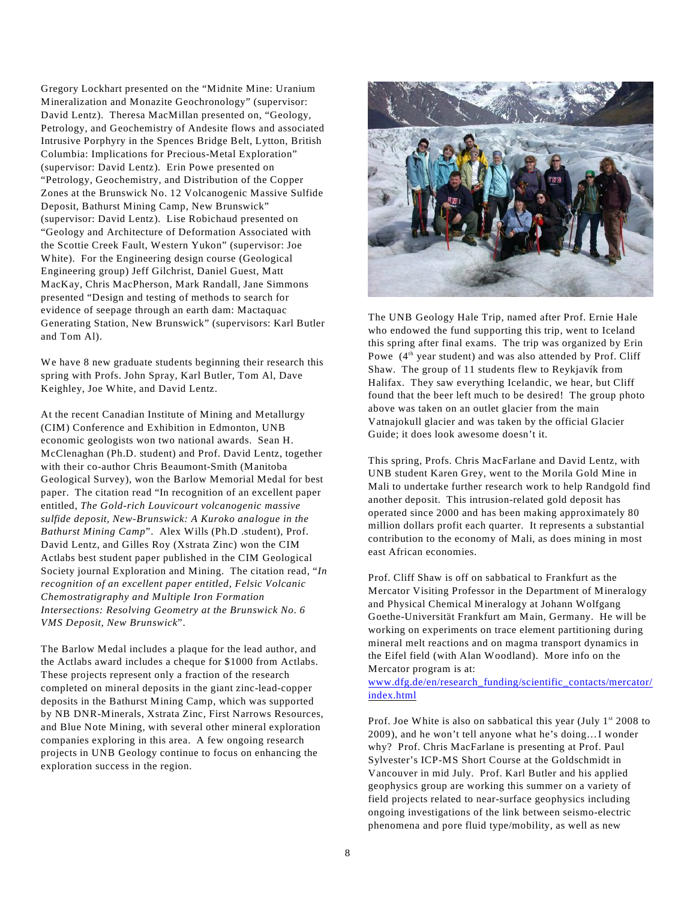Gregory Lockhart presented on the “Midnite Mine: Uranium Mineralization and Monazite Geochronology” (supervisor: David Lentz). Theresa MacMillan presented on, “Geology, Petrology, and Geochemistry of Andesite flows and associated Intrusive Porphyry in the Spences Bridge Belt, Lytton, British Columbia: Implications for Precious-Metal Exploration” (supervisor: David Lentz). Erin Powe presented on “Petrology, Geochemistry, and Distribution of the Copper Zones at the Brunswick No. 12 Volcanogenic Massive Sulfide Deposit, Bathurst Mining Camp, New Brunswick” (supervisor: David Lentz). Lise Robichaud presented on “Geology and Architecture of Deformation Associated with the Scottie Creek Fault, Western Yukon” (supervisor: Joe White). For the Engineering design course (Geological Engineering group) Jeff Gilchrist, Daniel Guest, Matt MacKay, Chris MacPherson, Mark Randall, Jane Simmons presented “Design and testing of methods to search for evidence of seepage through an earth dam: Mactaquac Generating Station, New Brunswick” (supervisors: Karl Butler and Tom Al).

We have 8 new graduate students beginning their research this spring with Profs. John Spray, Karl Butler, Tom Al, Dave Keighley, Joe White, and David Lentz.

At the recent Canadian Institute of Mining and Metallurgy (CIM) Conference and Exhibition in Edmonton, UNB economic geologists won two national awards. Sean H. McClenaghan (Ph.D. student) and Prof. David Lentz, together with their co-author Chris Beaumont-Smith (Manitoba Geological Survey), won the Barlow Memorial Medal for best paper. The citation read “In recognition of an excellent paper entitled, *The Gold-rich Louvicourt volcanogenic massive sulfide deposit, New-Brunswick: A Kuroko analogue in the Bathurst Mining Camp*”. Alex Wills (Ph.D .student), Prof. David Lentz, and Gilles Roy (Xstrata Zinc) won the CIM Actlabs best student paper published in the CIM Geological Society journal Exploration and Mining. The citation read, “*In recognition of an excellent paper entitled, Felsic Volcanic Chemostratigraphy and Multiple Iron Formation Intersections: Resolving Geometry at the Brunswick No. 6 VMS Deposit, New Brunswick*”.

The Barlow Medal includes a plaque for the lead author, and the Actlabs award includes a cheque for $1000 from Actlabs. These projects represent only a fraction of the research completed on mineral deposits in the giant zinc-lead-copper deposits in the Bathurst Mining Camp, which was supported by NB DNR-Minerals, Xstrata Zinc, First Narrows Resources, and Blue Note Mining, with several other mineral exploration companies exploring in this area. A few ongoing research projects in UNB Geology continue to focus on enhancing the exploration success in the region.

The UNB Geology Hale Trip, named after Prof. Ernie Hale who endowed the fund supporting this trip, went to Iceland this spring after final exams. The trip was organized by Erin Powe (4th year student) and was also attended by Prof. Cliff Shaw. The group of 11 students flew to Reykjavík from Halifax. They saw everything Icelandic, we hear, but Cliff found that the beer left much to be desired! The group photo above was taken on an outlet glacier from the main Vatnajokull glacier and was taken by the official Glacier Guide; it does look awesome doesn’t it.

This spring, Profs. Chris MacFarlane and David Lentz, with UNB student Karen Grey, went to the Morila Gold Mine in Mali to undertake further research work to help Randgold find another deposit. This intrusion-related gold deposit has operated since 2000 and has been making approximately 80 million dollars profit each quarter. It represents a substantial contribution to the economy of Mali, as does mining in most east African economies.

Prof. Cliff Shaw is off on sabbatical to Frankfurt as the Mercator Visiting Professor in the Department of Mineralogy and Physical Chemical Mineralogy at Johann Wolfgang Goethe-Universität Frankfurt am Main, Germany. He will be working on experiments on trace element partitioning during mineral melt reactions and on magma transport dynamics in the Eifel field (with Alan Woodland). More info on the Mercator program is at: www.dfg.de/en/research_funding/scientific_contacts/mercator/index.html

Prof. Joe White is also on sabbatical this year (July 1st 2008 to 2009), and he won’t tell anyone what he’s doing…I wonder why? Prof. Chris MacFarlane is presenting at Prof. Paul Sylvester’s ICP-MS Short Course at the Goldschmidt in Vancouver in mid July. Prof. Karl Butler and his applied geophysics group are working this summer on a variety of field projects related to near-surface geophysics including ongoing investigations of the link between seismo-electric phenomena and pore fluid type/mobility, as well as new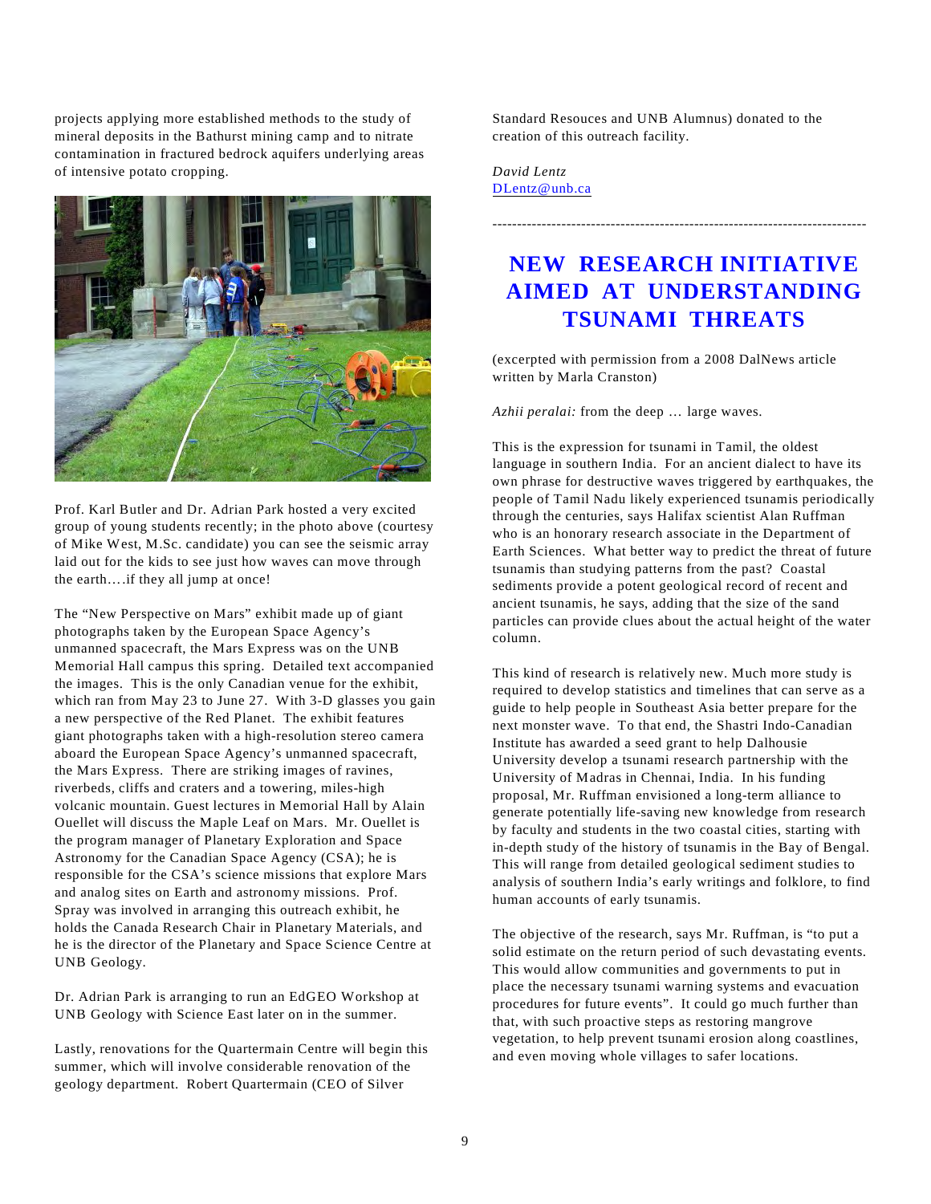projects applying more established methods to the study of mineral deposits in the Bathurst mining camp and to nitrate contamination in fractured bedrock aquifers underlying areas of intensive potato cropping.

Prof. Karl Butler and Dr. Adrian Park hosted a very excited group of young students recently; in the photo above (courtesy of Mike West, M.Sc. candidate) you can see the seismic array laid out for the kids to see just how waves can move through the earth….if they all jump at once!

The "New Perspective on Mars" exhibit made up of giant photographs taken by the European Space Agency's unmanned spacecraft, the Mars Express was on the UNB Memorial Hall campus this spring. Detailed text accompanied the images. This is the only Canadian venue for the exhibit, which ran from May 23 to June 27. With 3-D glasses you gain a new perspective of the Red Planet. The exhibit features giant photographs taken with a high-resolution stereo camera aboard the European Space Agency's unmanned spacecraft, the Mars Express. There are striking images of ravines, riverbeds, cliffs and craters and a towering, miles-high volcanic mountain. Guest lectures in Memorial Hall by Alain Ouellet will discuss the Maple Leaf on Mars. Mr. Ouellet is the program manager of Planetary Exploration and Space Astronomy for the Canadian Space Agency (CSA); he is responsible for the CSA's science missions that explore Mars and analog sites on Earth and astronomy missions. Prof. Spray was involved in arranging this outreach exhibit, he holds the Canada Research Chair in Planetary Materials, and he is the director of the Planetary and Space Science Centre at UNB Geology.

Dr. Adrian Park is arranging to run an EdGEO Workshop at UNB Geology with Science East later on in the summer.

Lastly, renovations for the Quartermain Centre will begin this summer, which will involve considerable renovation of the geology department. Robert Quartermain (CEO of Silver Standard Resouces and UNB Alumnus) donated to the creation of this outreach facility.

*David Lentz*
DLentz@unb.ca

---

# NEW RESEARCH INITIATIVE AIMED AT UNDERSTANDING TSUNAMI THREATS

(excerpted with permission from a 2008 DalNews article written by Marla Cranston)

*Azhii peralai:* from the deep … large waves.

This is the expression for tsunami in Tamil, the oldest language in southern India. For an ancient dialect to have its own phrase for destructive waves triggered by earthquakes, the people of Tamil Nadu likely experienced tsunamis periodically through the centuries, says Halifax scientist Alan Ruffman who is an honorary research associate in the Department of Earth Sciences. What better way to predict the threat of future tsunamis than studying patterns from the past? Coastal sediments provide a potent geological record of recent and ancient tsunamis, he says, adding that the size of the sand particles can provide clues about the actual height of the water column.

This kind of research is relatively new. Much more study is required to develop statistics and timelines that can serve as a guide to help people in Southeast Asia better prepare for the next monster wave. To that end, the Shastri Indo-Canadian Institute has awarded a seed grant to help Dalhousie University develop a tsunami research partnership with the University of Madras in Chennai, India. In his funding proposal, Mr. Ruffman envisioned a long-term alliance to generate potentially life-saving new knowledge from research by faculty and students in the two coastal cities, starting with in-depth study of the history of tsunamis in the Bay of Bengal. This will range from detailed geological sediment studies to analysis of southern India's early writings and folklore, to find human accounts of early tsunamis.

The objective of the research, says Mr. Ruffman, is "to put a solid estimate on the return period of such devastating events. This would allow communities and governments to put in place the necessary tsunami warning systems and evacuation procedures for future events". It could go much further than that, with such proactive steps as restoring mangrove vegetation, to help prevent tsunami erosion along coastlines, and even moving whole villages to safer locations.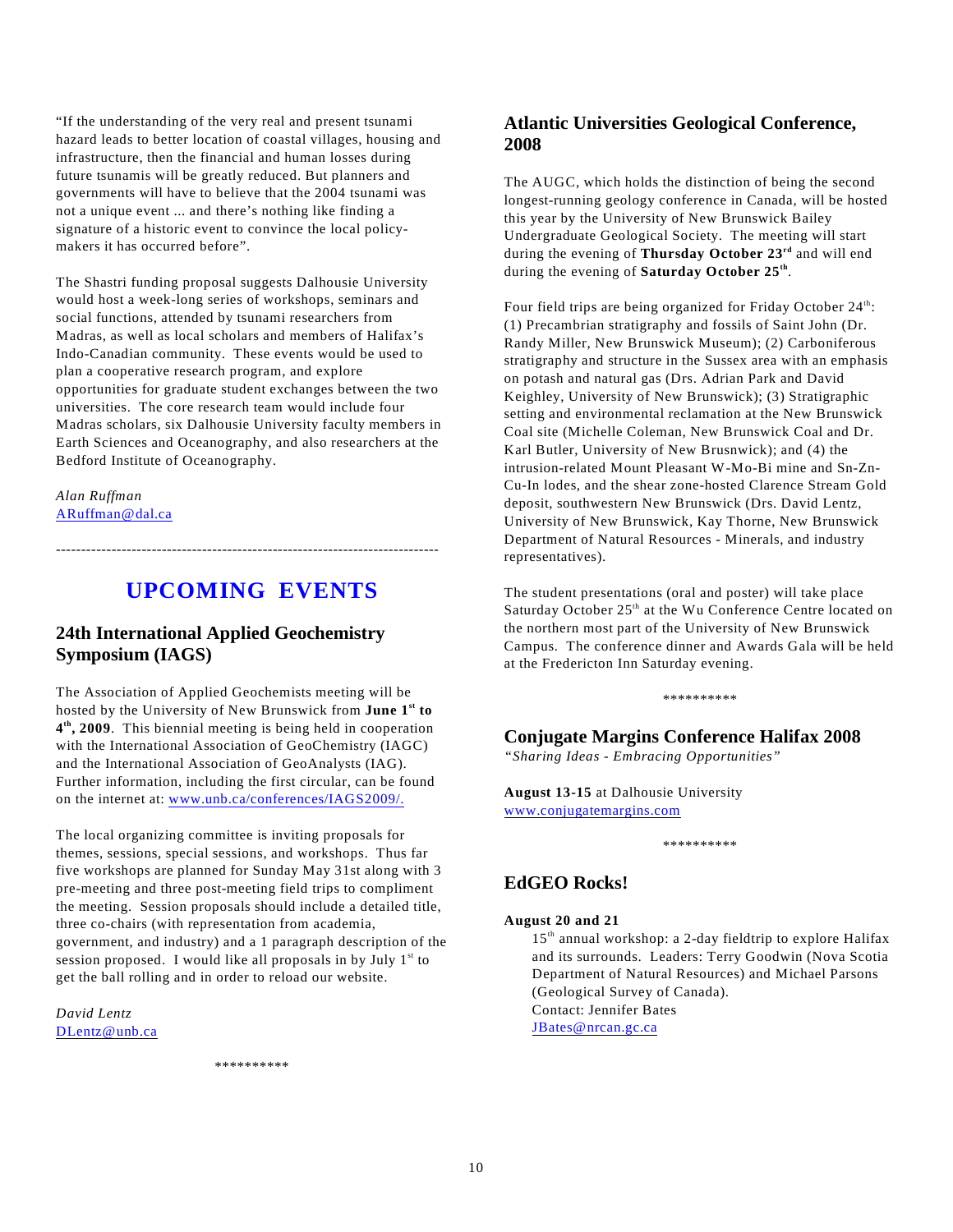"If the understanding of the very real and present tsunami hazard leads to better location of coastal villages, housing and infrastructure, then the financial and human losses during future tsunamis will be greatly reduced. But planners and governments will have to believe that the 2004 tsunami was not a unique event ... and there's nothing like finding a signature of a historic event to convince the local policy-makers it has occurred before".

The Shastri funding proposal suggests Dalhousie University would host a week-long series of workshops, seminars and social functions, attended by tsunami researchers from Madras, as well as local scholars and members of Halifax's Indo-Canadian community. These events would be used to plan a cooperative research program, and explore opportunities for graduate student exchanges between the two universities. The core research team would include four Madras scholars, six Dalhousie University faculty members in Earth Sciences and Oceanography, and also researchers at the Bedford Institute of Oceanography.

*Alan Ruffman*
ARuffman@dal.ca

---

# UPCOMING EVENTS

## 24th International Applied Geochemistry Symposium (IAGS)

The Association of Applied Geochemists meeting will be hosted by the University of New Brunswick from **June 1st to 4th, 2009**. This biennial meeting is being held in cooperation with the International Association of GeoChemistry (IAGC) and the International Association of GeoAnalysts (IAG). Further information, including the first circular, can be found on the internet at: www.unb.ca/conferences/IAGS2009/.

The local organizing committee is inviting proposals for themes, sessions, special sessions, and workshops. Thus far five workshops are planned for Sunday May 31st along with 3 pre-meeting and three post-meeting field trips to compliment the meeting. Session proposals should include a detailed title, three co-chairs (with representation from academia, government, and industry) and a 1 paragraph description of the session proposed. I would like all proposals in by July 1st to get the ball rolling and in order to reload our website.

*David Lentz*
DLentz@unb.ca

\*\*\*\*\*\*\*\*\*\*

## Atlantic Universities Geological Conference, 2008

The AUGC, which holds the distinction of being the second longest-running geology conference in Canada, will be hosted this year by the University of New Brunswick Bailey Undergraduate Geological Society. The meeting will start during the evening of **Thursday October 23rd** and will end during the evening of **Saturday October 25th**.

Four field trips are being organized for Friday October 24th: (1) Precambrian stratigraphy and fossils of Saint John (Dr. Randy Miller, New Brunswick Museum); (2) Carboniferous stratigraphy and structure in the Sussex area with an emphasis on potash and natural gas (Drs. Adrian Park and David Keighley, University of New Brunswick); (3) Stratigraphic setting and environmental reclamation at the New Brunswick Coal site (Michelle Coleman, New Brunswick Coal and Dr. Karl Butler, University of New Brusnwick); and (4) the intrusion-related Mount Pleasant W-Mo-Bi mine and Sn-Zn-Cu-In lodes, and the shear zone-hosted Clarence Stream Gold deposit, southwestern New Brunswick (Drs. David Lentz, University of New Brunswick, Kay Thorne, New Brunswick Department of Natural Resources - Minerals, and industry representatives).

The student presentations (oral and poster) will take place Saturday October 25th at the Wu Conference Centre located on the northern most part of the University of New Brunswick Campus. The conference dinner and Awards Gala will be held at the Fredericton Inn Saturday evening.

\*\*\*\*\*\*\*\*\*\*

## Conjugate Margins Conference Halifax 2008

*"Sharing Ideas - Embracing Opportunities"*

**August 13-15** at Dalhousie University
www.conjugatemargins.com

\*\*\*\*\*\*\*\*\*\*

## EdGEO Rocks!

**August 20 and 21**

15th annual workshop: a 2-day fieldtrip to explore Halifax and its surrounds. Leaders: Terry Goodwin (Nova Scotia Department of Natural Resources) and Michael Parsons (Geological Survey of Canada).
Contact: Jennifer Bates
JBates@nrcan.gc.ca